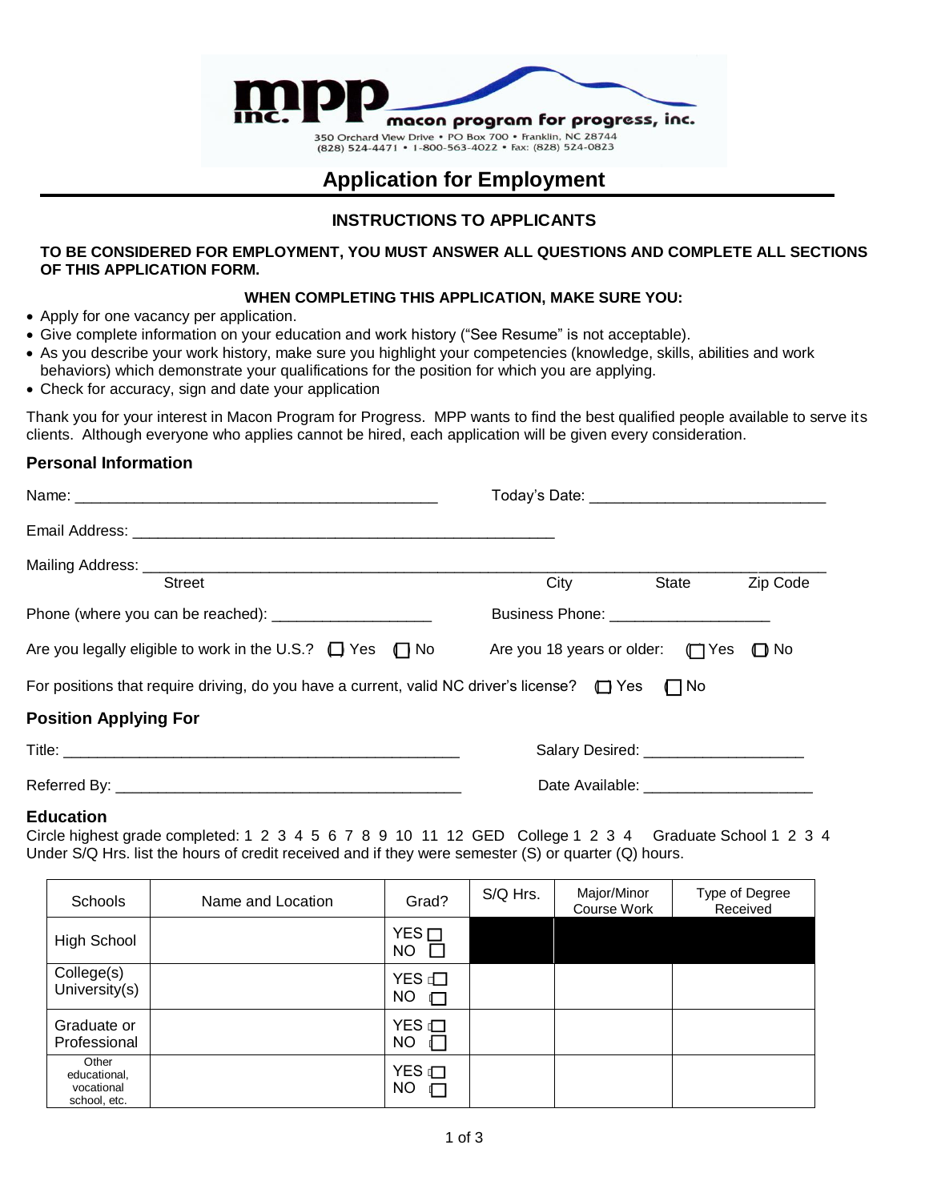**mpp inc.** macon program for progress, inc.
350 Orchard View Drive • PO Box 700 • Franklin, NC 28744
(828) 524-4471 • 1-800-563-4022 • Fax: (828) 524-0823

# Application for Employment

## INSTRUCTIONS TO APPLICANTS

**TO BE CONSIDERED FOR EMPLOYMENT, YOU MUST ANSWER ALL QUESTIONS AND COMPLETE ALL SECTIONS OF THIS APPLICATION FORM.**

**WHEN COMPLETING THIS APPLICATION, MAKE SURE YOU:**

- Apply for one vacancy per application.
- Give complete information on your education and work history ("See Resume" is not acceptable).
- As you describe your work history, make sure you highlight your competencies (knowledge, skills, abilities and work behaviors) which demonstrate your qualifications for the position for which you are applying.
- Check for accuracy, sign and date your application

Thank you for your interest in Macon Program for Progress. MPP wants to find the best qualified people available to serve its clients. Although everyone who applies cannot be hired, each application will be given every consideration.

### Personal Information

Name: ___________________________________________ Today's Date: ____________________________

Email Address: __________________________________________________

Mailing Address: ____________________________________________________________________________
Street City State Zip Code

Phone (where you can be reached): ___________________ Business Phone: ___________________

Are you legally eligible to work in the U.S.? ☐ Yes ☐ No Are you 18 years or older: ☐ Yes ☐ No

For positions that require driving, do you have a current, valid NC driver's license? ☐ Yes ☐ No

### Position Applying For

Title: _______________________________________________ Salary Desired: ___________________

Referred By: _________________________________________ Date Available: ____________________

### Education

Circle highest grade completed: 1 2 3 4 5 6 7 8 9 10 11 12 GED College 1 2 3 4 Graduate School 1 2 3 4
Under S/Q Hrs. list the hours of credit received and if they were semester (S) or quarter (Q) hours.

| Schools | Name and Location | Grad? | S/Q Hrs. | Major/Minor Course Work | Type of Degree Received |
|---|---|---|---|---|---|
| High School | | YES ☐ NO ☐ | | | |
| College(s) University(s) | | YES ☐ NO ☐ | | | |
| Graduate or Professional | | YES ☐ NO ☐ | | | |
| Other educational, vocational school, etc. | | YES ☐ NO ☐ | | | |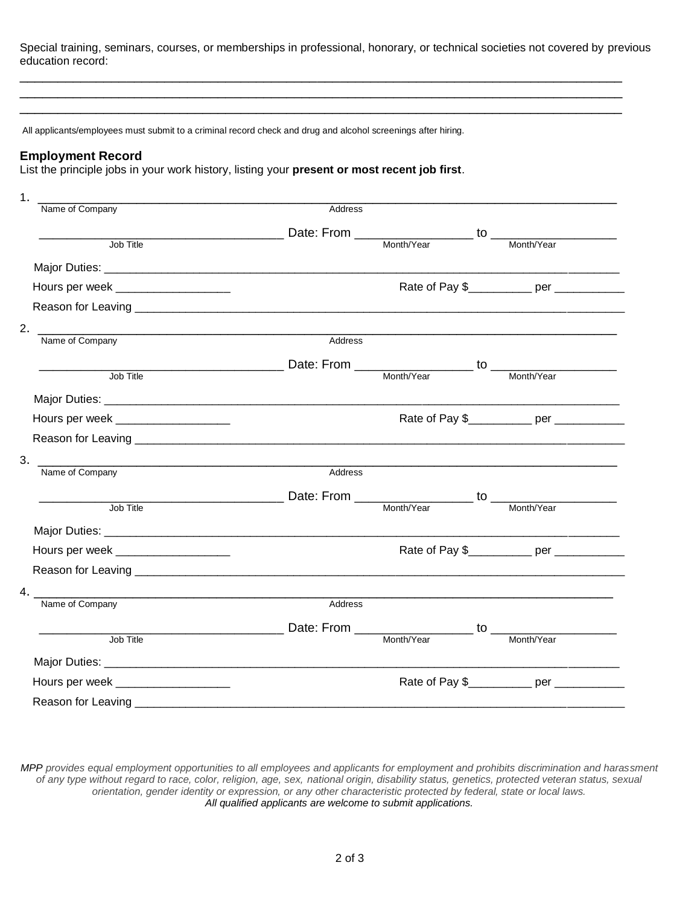Special training, seminars, courses, or memberships in professional, honorary, or technical societies not covered by previous education record:

______________________________________________________________________________________

______________________________________________________________________________________

______________________________________________________________________________________

All applicants/employees must submit to a criminal record check and drug and alcohol screenings after hiring.

### Employment Record

List the principle jobs in your work history, listing your **present or most recent job first**.

1. ______________________________________________________________________________
Name of Company Address

___________________________________ Date: From _________________ to __________________
Job Title Month/Year Month/Year

Major Duties: ___________________________________________________________________________

Hours per week _________________ Rate of Pay $__________ per ___________

Reason for Leaving ________________________________________________________________________

2. ______________________________________________________________________________
Name of Company Address

___________________________________ Date: From _________________ to __________________
Job Title Month/Year Month/Year

Major Duties: ___________________________________________________________________________

Hours per week _________________ Rate of Pay $__________ per ___________

Reason for Leaving ________________________________________________________________________

3. ______________________________________________________________________________
Name of Company Address

___________________________________ Date: From _________________ to __________________
Job Title Month/Year Month/Year

Major Duties: ___________________________________________________________________________

Hours per week _________________ Rate of Pay $__________ per ___________

Reason for Leaving ________________________________________________________________________

4. ______________________________________________________________________________
Name of Company Address

___________________________________ Date: From _________________ to __________________
Job Title Month/Year Month/Year

Major Duties: ___________________________________________________________________________

Hours per week _________________ Rate of Pay $__________ per ___________

Reason for Leaving ________________________________________________________________________

*MPP provides equal employment opportunities to all employees and applicants for employment and prohibits discrimination and harassment of any type without regard to race, color, religion, age, sex, national origin, disability status, genetics, protected veteran status, sexual orientation, gender identity or expression, or any other characteristic protected by federal, state or local laws.*

*All qualified applicants are welcome to submit applications.*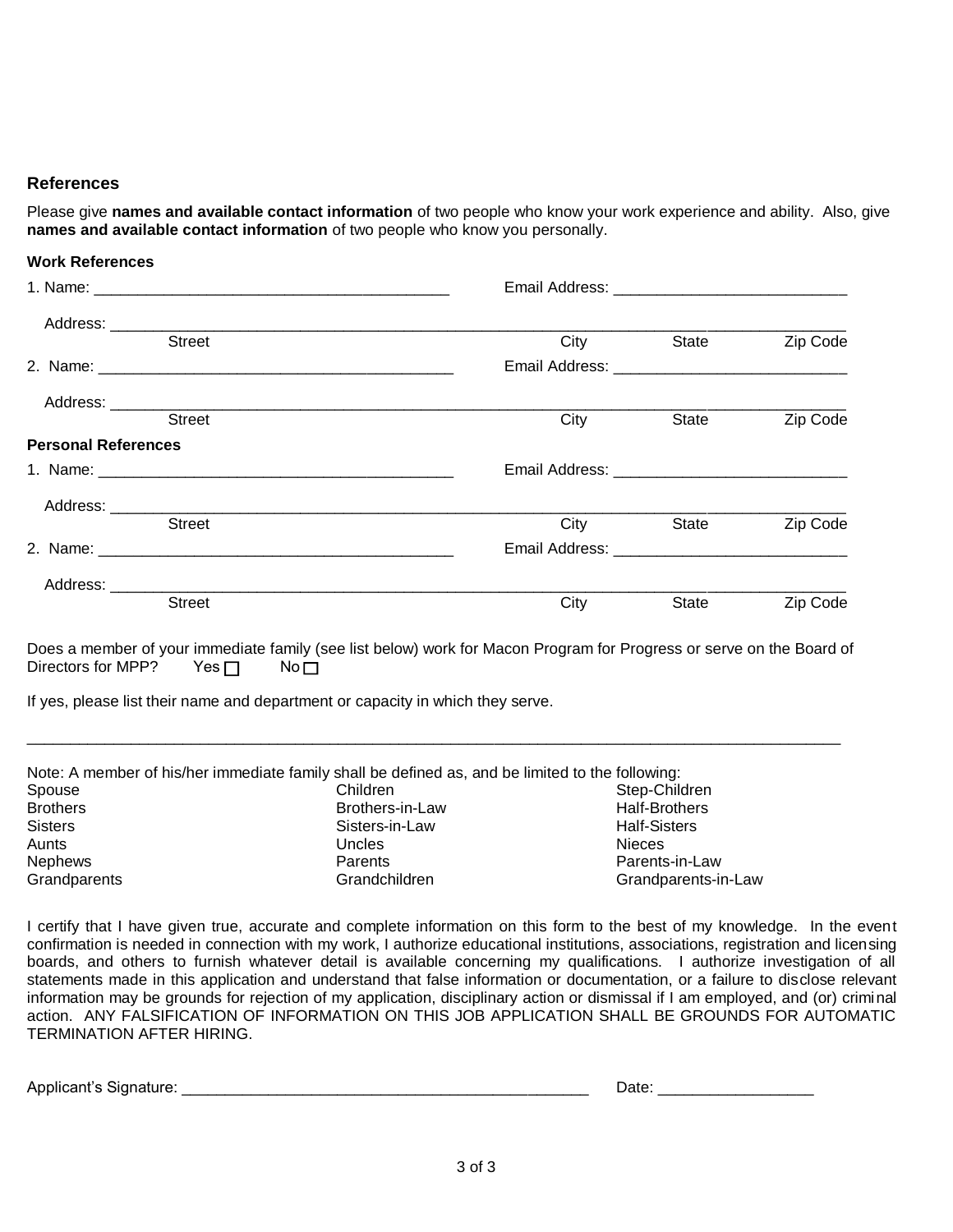## References

Please give **names and available contact information** of two people who know your work experience and ability. Also, give **names and available contact information** of two people who know you personally.

**Work References**

1. Name: ________________________________________ Email Address: __________________________

   Address: ______________________________________________________________________________
   Street City State Zip Code

2. Name: ________________________________________ Email Address: __________________________

   Address: ______________________________________________________________________________
   Street City State Zip Code

**Personal References**

1. Name: ________________________________________ Email Address: __________________________

   Address: ______________________________________________________________________________
   Street City State Zip Code

2. Name: ________________________________________ Email Address: __________________________

   Address: ______________________________________________________________________________
   Street City State Zip Code

Does a member of your immediate family (see list below) work for Macon Program for Progress or serve on the Board of Directors for MPP? Yes ☐ No ☐

If yes, please list their name and department or capacity in which they serve.

______________________________________________________________________________________________

Note: A member of his/her immediate family shall be defined as, and be limited to the following:

| | | |
|---|---|---|
| Spouse | Children | Step-Children |
| Brothers | Brothers-in-Law | Half-Brothers |
| Sisters | Sisters-in-Law | Half-Sisters |
| Aunts | Uncles | Nieces |
| Nephews | Parents | Parents-in-Law |
| Grandparents | Grandchildren | Grandparents-in-Law |

I certify that I have given true, accurate and complete information on this form to the best of my knowledge. In the event confirmation is needed in connection with my work, I authorize educational institutions, associations, registration and licensing boards, and others to furnish whatever detail is available concerning my qualifications. I authorize investigation of all statements made in this application and understand that false information or documentation, or a failure to disclose relevant information may be grounds for rejection of my application, disciplinary action or dismissal if I am employed, and (or) criminal action. ANY FALSIFICATION OF INFORMATION ON THIS JOB APPLICATION SHALL BE GROUNDS FOR AUTOMATIC TERMINATION AFTER HIRING.

Applicant's Signature: ______________________________________________ Date: _________________